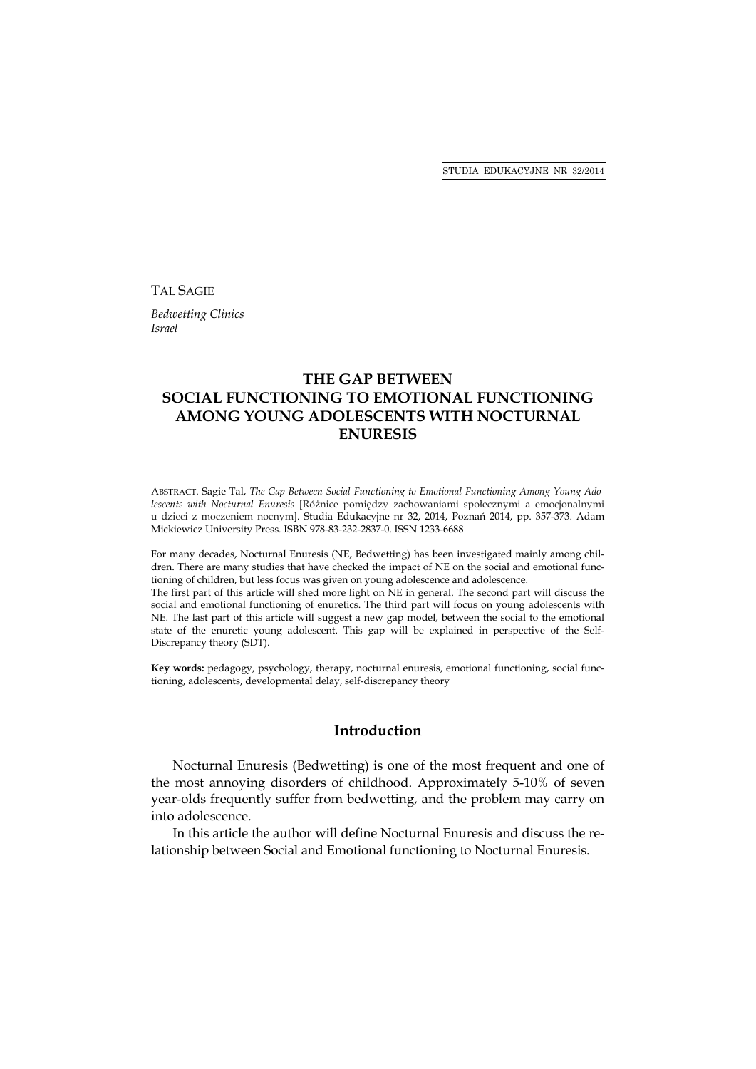TAL SAGIE

*Bedwetting Clinics*
*Israel*

# THE GAP BETWEEN SOCIAL FUNCTIONING TO EMOTIONAL FUNCTIONING AMONG YOUNG ADOLESCENTS WITH NOCTURNAL ENURESIS

ABSTRACT. Sagie Tal, *The Gap Between Social Functioning to Emotional Functioning Among Young Adolescents with Nocturnal Enuresis* [Różnice pomiędzy zachowaniami społecznymi a emocjonalnymi u dzieci z moczeniem nocnym]. Studia Edukacyjne nr 32, 2014, Poznań 2014, pp. 357-373. Adam Mickiewicz University Press. ISBN 978-83-232-2837-0. ISSN 1233-6688

For many decades, Nocturnal Enuresis (NE, Bedwetting) has been investigated mainly among children. There are many studies that have checked the impact of NE on the social and emotional functioning of children, but less focus was given on young adolescence and adolescence.

The first part of this article will shed more light on NE in general. The second part will discuss the social and emotional functioning of enuretics. The third part will focus on young adolescents with NE. The last part of this article will suggest a new gap model, between the social to the emotional state of the enuretic young adolescent. This gap will be explained in perspective of the Self-Discrepancy theory (SDT).

**Key words:** pedagogy, psychology, therapy, nocturnal enuresis, emotional functioning, social functioning, adolescents, developmental delay, self-discrepancy theory

## Introduction

Nocturnal Enuresis (Bedwetting) is one of the most frequent and one of the most annoying disorders of childhood. Approximately 5-10% of seven year-olds frequently suffer from bedwetting, and the problem may carry on into adolescence.

In this article the author will define Nocturnal Enuresis and discuss the relationship between Social and Emotional functioning to Nocturnal Enuresis.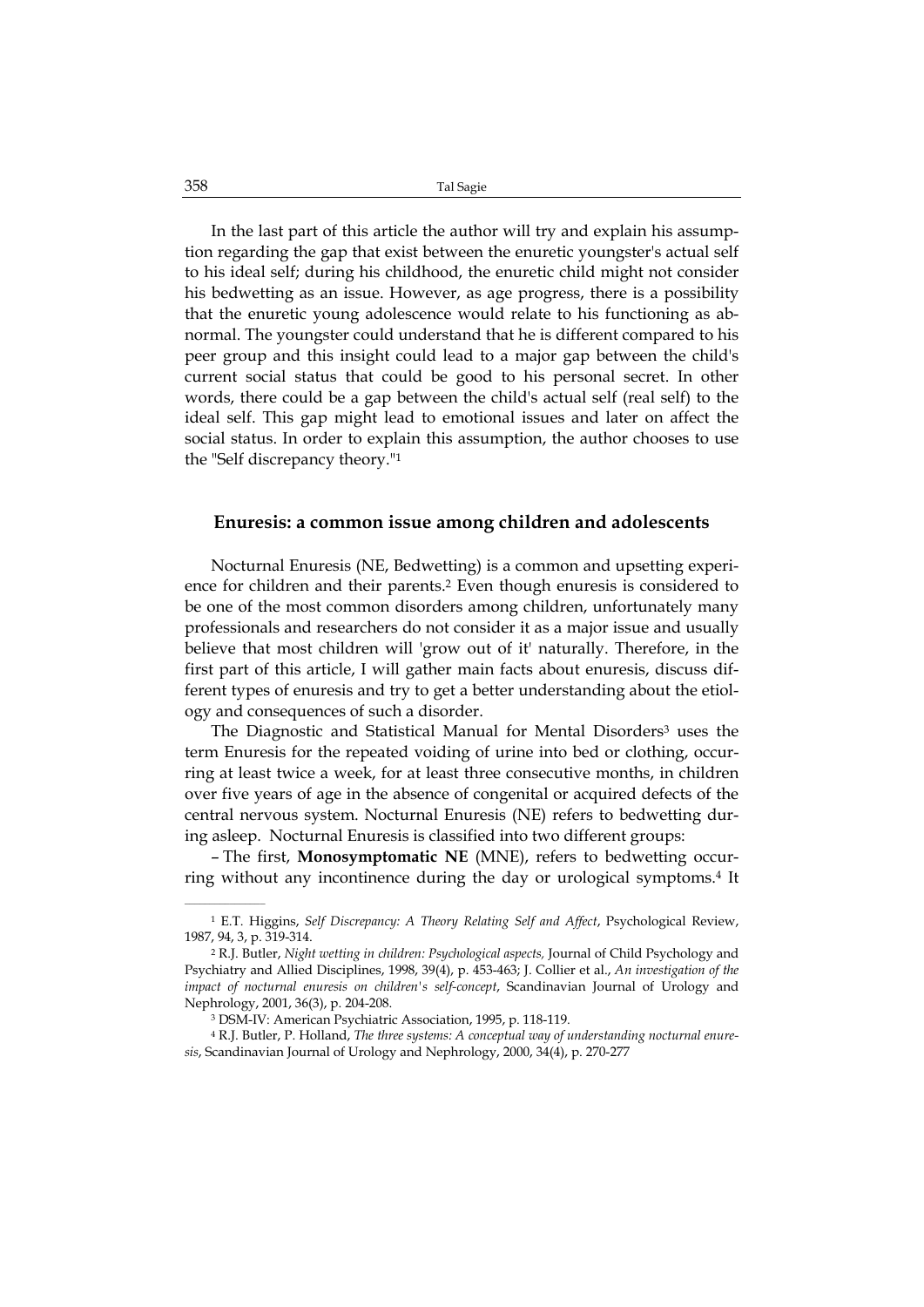In the last part of this article the author will try and explain his assumption regarding the gap that exist between the enuretic youngster's actual self to his ideal self; during his childhood, the enuretic child might not consider his bedwetting as an issue. However, as age progress, there is a possibility that the enuretic young adolescence would relate to his functioning as abnormal. The youngster could understand that he is different compared to his peer group and this insight could lead to a major gap between the child's current social status that could be good to his personal secret. In other words, there could be a gap between the child's actual self (real self) to the ideal self. This gap might lead to emotional issues and later on affect the social status. In order to explain this assumption, the author chooses to use the "Self discrepancy theory."[1]

## Enuresis: a common issue among children and adolescents

Nocturnal Enuresis (NE, Bedwetting) is a common and upsetting experience for children and their parents.[2] Even though enuresis is considered to be one of the most common disorders among children, unfortunately many professionals and researchers do not consider it as a major issue and usually believe that most children will 'grow out of it' naturally. Therefore, in the first part of this article, I will gather main facts about enuresis, discuss different types of enuresis and try to get a better understanding about the etiology and consequences of such a disorder.

The Diagnostic and Statistical Manual for Mental Disorders[3] uses the term Enuresis for the repeated voiding of urine into bed or clothing, occurring at least twice a week, for at least three consecutive months, in children over five years of age in the absence of congenital or acquired defects of the central nervous system. Nocturnal Enuresis (NE) refers to bedwetting during asleep. Nocturnal Enuresis is classified into two different groups:

– The first, **Monosymptomatic NE** (MNE), refers to bedwetting occurring without any incontinence during the day or urological symptoms.[4] It

---

[1] E.T. Higgins, *Self Discrepancy: A Theory Relating Self and Affect*, Psychological Review, 1987, 94, 3, p. 319-314.

[2] R.J. Butler, *Night wetting in children: Psychological aspects,* Journal of Child Psychology and Psychiatry and Allied Disciplines, 1998, 39(4), p. 453-463; J. Collier et al., *An investigation of the impact of nocturnal enuresis on children's self-concept*, Scandinavian Journal of Urology and Nephrology, 2001, 36(3), p. 204-208.

[3] DSM-IV: American Psychiatric Association, 1995, p. 118-119.

[4] R.J. Butler, P. Holland, *The three systems: A conceptual way of understanding nocturnal enuresis*, Scandinavian Journal of Urology and Nephrology, 2000, 34(4), p. 270-277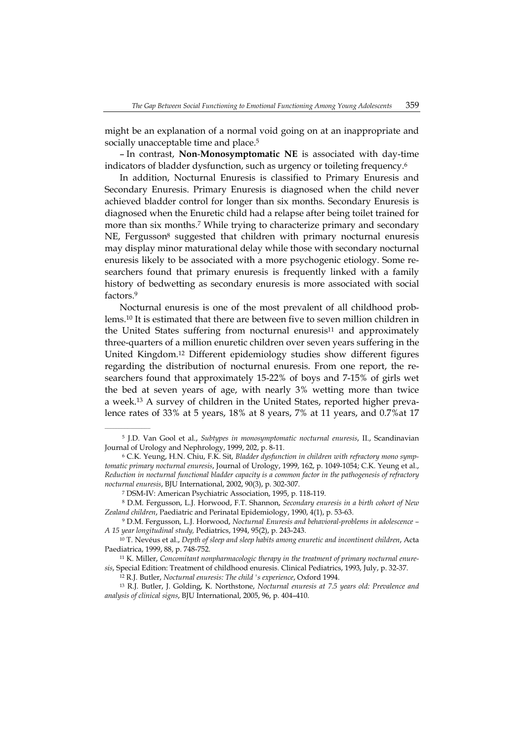might be an explanation of a normal void going on at an inappropriate and socially unacceptable time and place.[5]

– In contrast, **Non-Monosymptomatic NE** is associated with day-time indicators of bladder dysfunction, such as urgency or toileting frequency.[6]

In addition, Nocturnal Enuresis is classified to Primary Enuresis and Secondary Enuresis. Primary Enuresis is diagnosed when the child never achieved bladder control for longer than six months. Secondary Enuresis is diagnosed when the Enuretic child had a relapse after being toilet trained for more than six months.[7] While trying to characterize primary and secondary NE, Fergusson[8] suggested that children with primary nocturnal enuresis may display minor maturational delay while those with secondary nocturnal enuresis likely to be associated with a more psychogenic etiology. Some researchers found that primary enuresis is frequently linked with a family history of bedwetting as secondary enuresis is more associated with social factors.[9]

Nocturnal enuresis is one of the most prevalent of all childhood problems.[10] It is estimated that there are between five to seven million children in the United States suffering from nocturnal enuresis[11] and approximately three-quarters of a million enuretic children over seven years suffering in the United Kingdom.[12] Different epidemiology studies show different figures regarding the distribution of nocturnal enuresis. From one report, the researchers found that approximately 15-22% of boys and 7-15% of girls wet the bed at seven years of age, with nearly 3% wetting more than twice a week.[13] A survey of children in the United States, reported higher prevalence rates of 33% at 5 years, 18% at 8 years, 7% at 11 years, and 0.7%at 17

---

[5] J.D. Van Gool et al., *Subtypes in monosymptomatic nocturnal enuresis*, II., Scandinavian Journal of Urology and Nephrology, 1999, 202, p. 8-11.

[6] C.K. Yeung, H.N. Chiu, F.K. Sit, *Bladder dysfunction in children with refractory mono symptomatic primary nocturnal enuresis*, Journal of Urology, 1999, 162, p. 1049-1054; C.K. Yeung et al., *Reduction in nocturnal functional bladder capacity is a common factor in the pathogenesis of refractory nocturnal enuresis*, BJU International, 2002, 90(3), p. 302-307.

[7] DSM-IV: American Psychiatric Association, 1995, p. 118-119.

[8] D.M. Fergusson, L.J. Horwood, F.T. Shannon, *Secondary enuresis in a birth cohort of New Zealand children*, Paediatric and Perinatal Epidemiology, 1990, 4(1), p. 53-63.

[9] D.M. Fergusson, L.J. Horwood, *Nocturnal Enuresis and behavioral-problems in adolescence – A 15 year longitudinal study,* Pediatrics, 1994, 95(2), p. 243-243.

[10] T. Nevéus et al., *Depth of sleep and sleep habits among enuretic and incontinent children*, Acta Paediatrica, 1999, 88, p. 748-752.

[11] K. Miller, *Concomitant nonpharmacologic therapy in the treatment of primary nocturnal enuresis*, Special Edition: Treatment of childhood enuresis. Clinical Pediatrics, 1993, July, p. 32-37.

[12] R.J. Butler, *Nocturnal enuresis: The child 's experience*, Oxford 1994.

[13] R.J. Butler, J. Golding, K. Northstone, *Nocturnal enuresis at 7.5 years old: Prevalence and analysis of clinical signs*, BJU International, 2005, 96, p. 404–410.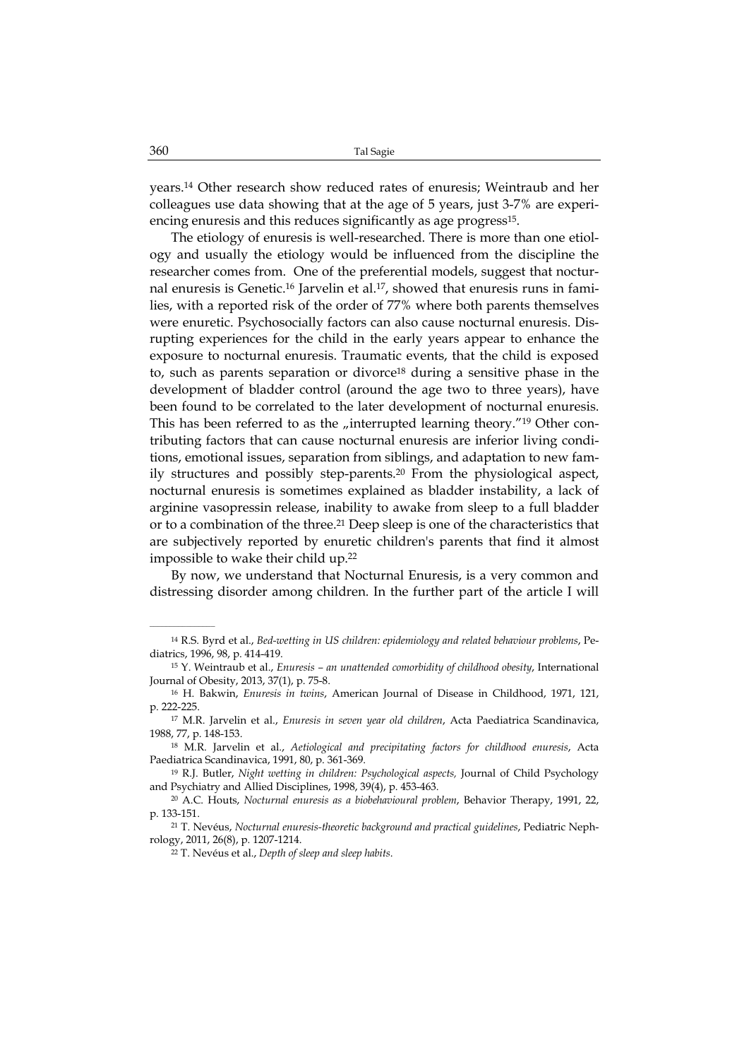years.[14] Other research show reduced rates of enuresis; Weintraub and her colleagues use data showing that at the age of 5 years, just 3-7% are experiencing enuresis and this reduces significantly as age progress[15].

The etiology of enuresis is well-researched. There is more than one etiology and usually the etiology would be influenced from the discipline the researcher comes from. One of the preferential models, suggest that nocturnal enuresis is Genetic.[16] Jarvelin et al.[17], showed that enuresis runs in families, with a reported risk of the order of 77% where both parents themselves were enuretic. Psychosocially factors can also cause nocturnal enuresis. Disrupting experiences for the child in the early years appear to enhance the exposure to nocturnal enuresis. Traumatic events, that the child is exposed to, such as parents separation or divorce[18] during a sensitive phase in the development of bladder control (around the age two to three years), have been found to be correlated to the later development of nocturnal enuresis. This has been referred to as the „interrupted learning theory."[19] Other contributing factors that can cause nocturnal enuresis are inferior living conditions, emotional issues, separation from siblings, and adaptation to new family structures and possibly step-parents.[20] From the physiological aspect, nocturnal enuresis is sometimes explained as bladder instability, a lack of arginine vasopressin release, inability to awake from sleep to a full bladder or to a combination of the three.[21] Deep sleep is one of the characteristics that are subjectively reported by enuretic children's parents that find it almost impossible to wake their child up.[22]

By now, we understand that Nocturnal Enuresis, is a very common and distressing disorder among children. In the further part of the article I will

---

[14] R.S. Byrd et al., *Bed-wetting in US children: epidemiology and related behaviour problems*, Pediatrics, 1996, 98, p. 414-419.

[15] Y. Weintraub et al., *Enuresis – an unattended comorbidity of childhood obesity*, International Journal of Obesity, 2013, 37(1), p. 75-8.

[16] H. Bakwin, *Enuresis in twins*, American Journal of Disease in Childhood, 1971, 121, p. 222-225.

[17] M.R. Jarvelin et al., *Enuresis in seven year old children*, Acta Paediatrica Scandinavica, 1988, 77, p. 148-153.

[18] M.R. Jarvelin et al., *Aetiological and precipitating factors for childhood enuresis*, Acta Paediatrica Scandinavica, 1991, 80, p. 361-369.

[19] R.J. Butler, *Night wetting in children: Psychological aspects,* Journal of Child Psychology and Psychiatry and Allied Disciplines, 1998, 39(4), p. 453-463.

[20] A.C. Houts, *Nocturnal enuresis as a biobehavioural problem*, Behavior Therapy, 1991, 22, p. 133-151.

[21] T. Nevéus, *Nocturnal enuresis-theoretic background and practical guidelines*, Pediatric Nephrology, 2011, 26(8), p. 1207-1214.

[22] T. Nevéus et al., *Depth of sleep and sleep habits.*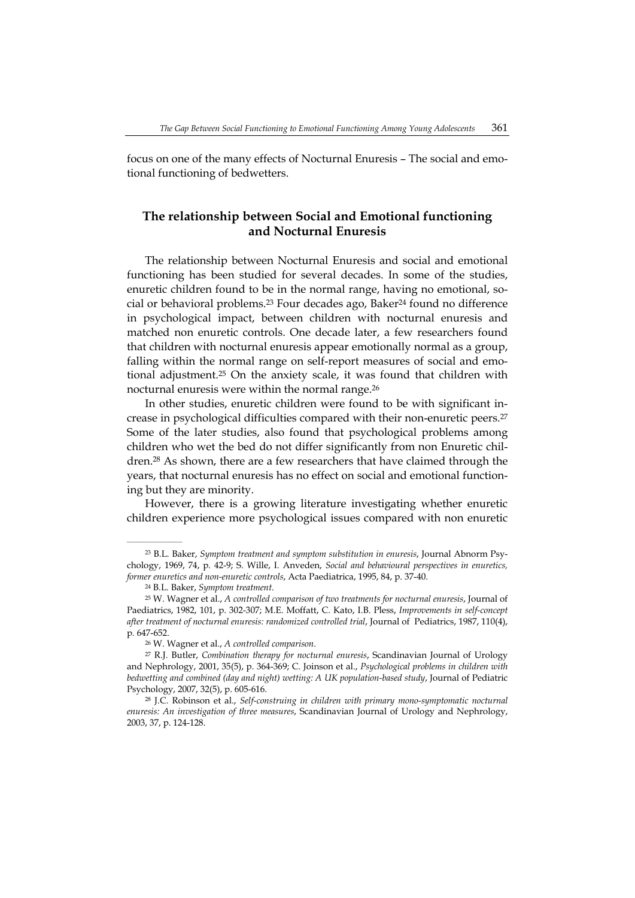focus on one of the many effects of Nocturnal Enuresis – The social and emotional functioning of bedwetters.

## The relationship between Social and Emotional functioning and Nocturnal Enuresis

The relationship between Nocturnal Enuresis and social and emotional functioning has been studied for several decades. In some of the studies, enuretic children found to be in the normal range, having no emotional, social or behavioral problems.[23] Four decades ago, Baker[24] found no difference in psychological impact, between children with nocturnal enuresis and matched non enuretic controls. One decade later, a few researchers found that children with nocturnal enuresis appear emotionally normal as a group, falling within the normal range on self-report measures of social and emotional adjustment.[25] On the anxiety scale, it was found that children with nocturnal enuresis were within the normal range.[26]

In other studies, enuretic children were found to be with significant increase in psychological difficulties compared with their non-enuretic peers.[27] Some of the later studies, also found that psychological problems among children who wet the bed do not differ significantly from non Enuretic children.[28] As shown, there are a few researchers that have claimed through the years, that nocturnal enuresis has no effect on social and emotional functioning but they are minority.

However, there is a growing literature investigating whether enuretic children experience more psychological issues compared with non enuretic

---

[23] B.L. Baker, *Symptom treatment and symptom substitution in enuresis*, Journal Abnorm Psychology, 1969, 74, p. 42-9; S. Wille, I. Anveden, *Social and behavioural perspectives in enuretics, former enuretics and non-enuretic controls*, Acta Paediatrica, 1995, 84, p. 37-40.

[24] B.L. Baker, *Symptom treatment*.

[25] W. Wagner et al., *A controlled comparison of two treatments for nocturnal enuresis*, Journal of Paediatrics, 1982, 101, p. 302-307; M.E. Moffatt, C. Kato, I.B. Pless, *Improvements in self-concept after treatment of nocturnal enuresis: randomized controlled trial*, Journal of Pediatrics, 1987, 110(4), p. 647-652.

[26] W. Wagner et al., *A controlled comparison*.

[27] R.J. Butler, *Combination therapy for nocturnal enuresis*, Scandinavian Journal of Urology and Nephrology, 2001, 35(5), p. 364-369; C. Joinson et al., *Psychological problems in children with bedwetting and combined (day and night) wetting: A UK population-based study*, Journal of Pediatric Psychology, 2007, 32(5), p. 605-616.

[28] J.C. Robinson et al., *Self-construing in children with primary mono-symptomatic nocturnal enuresis: An investigation of three measures*, Scandinavian Journal of Urology and Nephrology, 2003, 37, p. 124-128.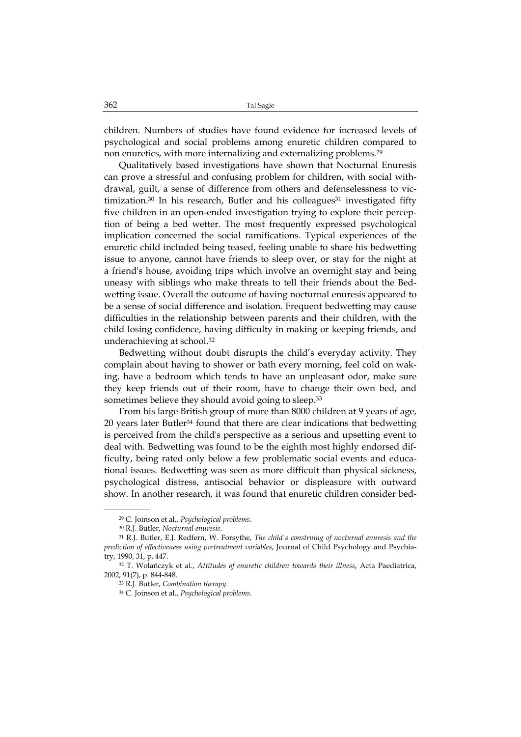children. Numbers of studies have found evidence for increased levels of psychological and social problems among enuretic children compared to non enuretics, with more internalizing and externalizing problems.[29]

Qualitatively based investigations have shown that Nocturnal Enuresis can prove a stressful and confusing problem for children, with social withdrawal, guilt, a sense of difference from others and defenselessness to victimization.[30] In his research, Butler and his colleagues[31] investigated fifty five children in an open-ended investigation trying to explore their perception of being a bed wetter. The most frequently expressed psychological implication concerned the social ramifications. Typical experiences of the enuretic child included being teased, feeling unable to share his bedwetting issue to anyone, cannot have friends to sleep over, or stay for the night at a friend's house, avoiding trips which involve an overnight stay and being uneasy with siblings who make threats to tell their friends about the Bedwetting issue. Overall the outcome of having nocturnal enuresis appeared to be a sense of social difference and isolation. Frequent bedwetting may cause difficulties in the relationship between parents and their children, with the child losing confidence, having difficulty in making or keeping friends, and underachieving at school.[32]

Bedwetting without doubt disrupts the child's everyday activity. They complain about having to shower or bath every morning, feel cold on waking, have a bedroom which tends to have an unpleasant odor, make sure they keep friends out of their room, have to change their own bed, and sometimes believe they should avoid going to sleep.[33]

From his large British group of more than 8000 children at 9 years of age, 20 years later Butler[34] found that there are clear indications that bedwetting is perceived from the child's perspective as a serious and upsetting event to deal with. Bedwetting was found to be the eighth most highly endorsed difficulty, being rated only below a few problematic social events and educational issues. Bedwetting was seen as more difficult than physical sickness, psychological distress, antisocial behavior or displeasure with outward show. In another research, it was found that enuretic children consider bed-

---

[29] C. Joinson et al., *Psychological problems*.

[30] R.J. Butler, *Nocturnal enuresis*.

[31] R.J. Butler, E.J. Redfern, W. Forsythe, *The child's construing of nocturnal enuresis and the prediction of effectiveness using pretreatment variables*, Journal of Child Psychology and Psychiatry, 1990, 31, p. 447.

[32] T. Wolańczyk et al., *Attitudes of enuretic children towards their illness*, Acta Paediatrica, 2002, 91(7), p. 844-848.

[33] R.J. Butler, *Combination therapy*.

[34] C. Joinson et al., *Psychological problems*.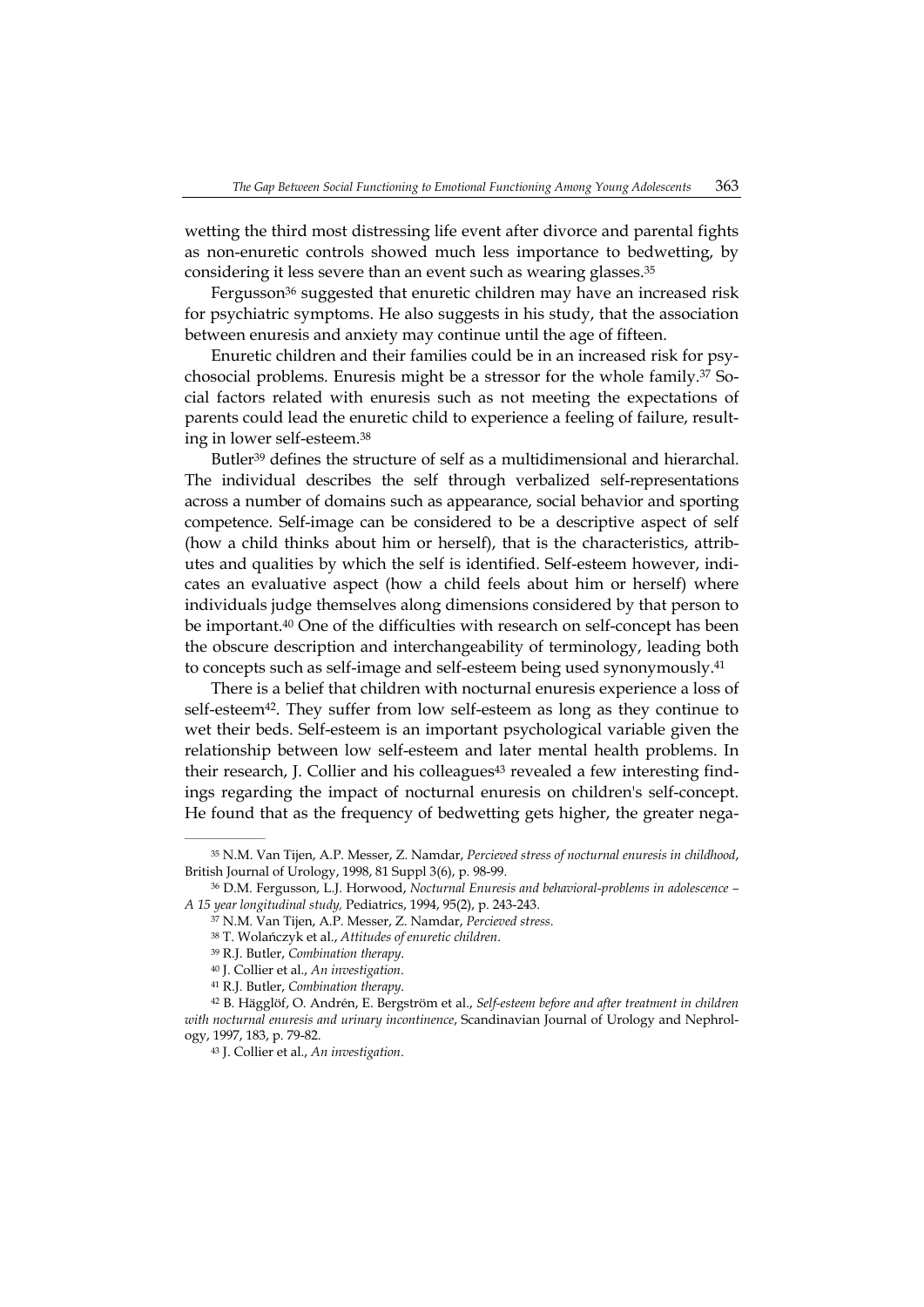wetting the third most distressing life event after divorce and parental fights as non-enuretic controls showed much less importance to bedwetting, by considering it less severe than an event such as wearing glasses.[35]

Fergusson[36] suggested that enuretic children may have an increased risk for psychiatric symptoms. He also suggests in his study, that the association between enuresis and anxiety may continue until the age of fifteen.

Enuretic children and their families could be in an increased risk for psychosocial problems. Enuresis might be a stressor for the whole family.[37] Social factors related with enuresis such as not meeting the expectations of parents could lead the enuretic child to experience a feeling of failure, resulting in lower self-esteem.[38]

Butler[39] defines the structure of self as a multidimensional and hierarchal. The individual describes the self through verbalized self-representations across a number of domains such as appearance, social behavior and sporting competence. Self-image can be considered to be a descriptive aspect of self (how a child thinks about him or herself), that is the characteristics, attributes and qualities by which the self is identified. Self-esteem however, indicates an evaluative aspect (how a child feels about him or herself) where individuals judge themselves along dimensions considered by that person to be important.[40] One of the difficulties with research on self-concept has been the obscure description and interchangeability of terminology, leading both to concepts such as self-image and self-esteem being used synonymously.[41]

There is a belief that children with nocturnal enuresis experience a loss of self-esteem[42]. They suffer from low self-esteem as long as they continue to wet their beds. Self-esteem is an important psychological variable given the relationship between low self-esteem and later mental health problems. In their research, J. Collier and his colleagues[43] revealed a few interesting findings regarding the impact of nocturnal enuresis on children's self-concept. He found that as the frequency of bedwetting gets higher, the greater nega-

---

[35] N.M. Van Tijen, A.P. Messer, Z. Namdar, *Percieved stress of nocturnal enuresis in childhood*, British Journal of Urology, 1998, 81 Suppl 3(6), p. 98-99.

[36] D.M. Fergusson, L.J. Horwood, *Nocturnal Enuresis and behavioral-problems in adolescence – A 15 year longitudinal study,* Pediatrics, 1994, 95(2), p. 243-243.

[37] N.M. Van Tijen, A.P. Messer, Z. Namdar, *Percieved stress.*

[38] T. Wolańczyk et al., *Attitudes of enuretic children.*

[39] R.J. Butler, *Combination therapy.*

[40] J. Collier et al., *An investigation.*

[41] R.J. Butler, *Combination therapy.*

[42] B. Hägglöf, O. Andrén, E. Bergström et al., *Self-esteem before and after treatment in children with nocturnal enuresis and urinary incontinence*, Scandinavian Journal of Urology and Nephrology, 1997, 183, p. 79-82.

[43] J. Collier et al., *An investigation.*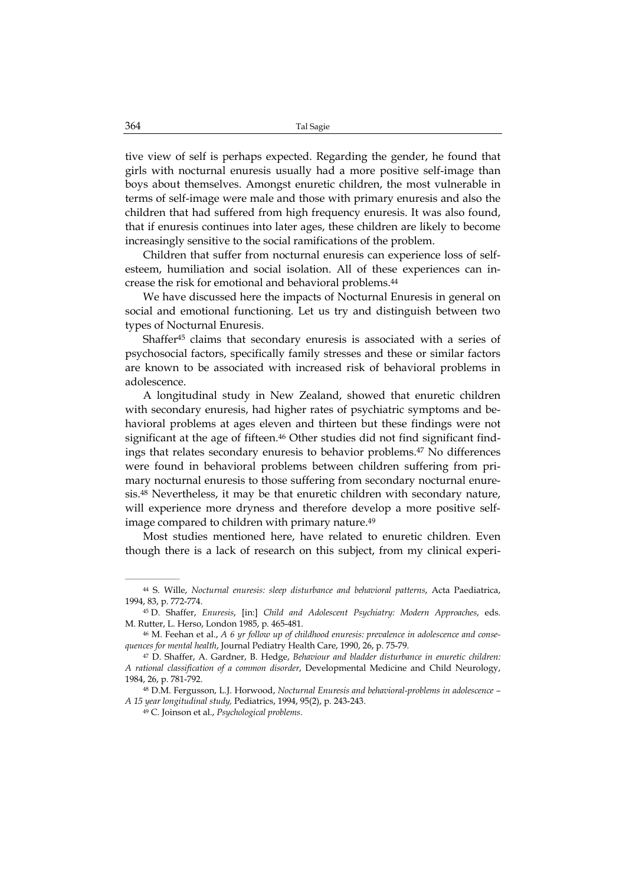tive view of self is perhaps expected. Regarding the gender, he found that girls with nocturnal enuresis usually had a more positive self-image than boys about themselves. Amongst enuretic children, the most vulnerable in terms of self-image were male and those with primary enuresis and also the children that had suffered from high frequency enuresis. It was also found, that if enuresis continues into later ages, these children are likely to become increasingly sensitive to the social ramifications of the problem.

Children that suffer from nocturnal enuresis can experience loss of self-esteem, humiliation and social isolation. All of these experiences can increase the risk for emotional and behavioral problems.[44]

We have discussed here the impacts of Nocturnal Enuresis in general on social and emotional functioning. Let us try and distinguish between two types of Nocturnal Enuresis.

Shaffer[45] claims that secondary enuresis is associated with a series of psychosocial factors, specifically family stresses and these or similar factors are known to be associated with increased risk of behavioral problems in adolescence.

A longitudinal study in New Zealand, showed that enuretic children with secondary enuresis, had higher rates of psychiatric symptoms and behavioral problems at ages eleven and thirteen but these findings were not significant at the age of fifteen.[46] Other studies did not find significant findings that relates secondary enuresis to behavior problems.[47] No differences were found in behavioral problems between children suffering from primary nocturnal enuresis to those suffering from secondary nocturnal enuresis.[48] Nevertheless, it may be that enuretic children with secondary nature, will experience more dryness and therefore develop a more positive self-image compared to children with primary nature.[49]

Most studies mentioned here, have related to enuretic children. Even though there is a lack of research on this subject, from my clinical experi-

---

[44] S. Wille, *Nocturnal enuresis: sleep disturbance and behavioral patterns*, Acta Paediatrica, 1994, 83, p. 772-774.

[45] D. Shaffer, *Enuresis*, [in:] *Child and Adolescent Psychiatry: Modern Approaches*, eds. M. Rutter, L. Herso, London 1985, p. 465-481.

[46] M. Feehan et al., *A 6 yr follow up of childhood enuresis: prevalence in adolescence and consequences for mental health*, Journal Pediatry Health Care, 1990, 26, p. 75-79.

[47] D. Shaffer, A. Gardner, B. Hedge, *Behaviour and bladder disturbance in enuretic children: A rational classification of a common disorder*, Developmental Medicine and Child Neurology, 1984, 26, p. 781-792.

[48] D.M. Fergusson, L.J. Horwood, *Nocturnal Enuresis and behavioral-problems in adolescence – A 15 year longitudinal study,* Pediatrics, 1994, 95(2), p. 243-243.

[49] C. Joinson et al., *Psychological problems*.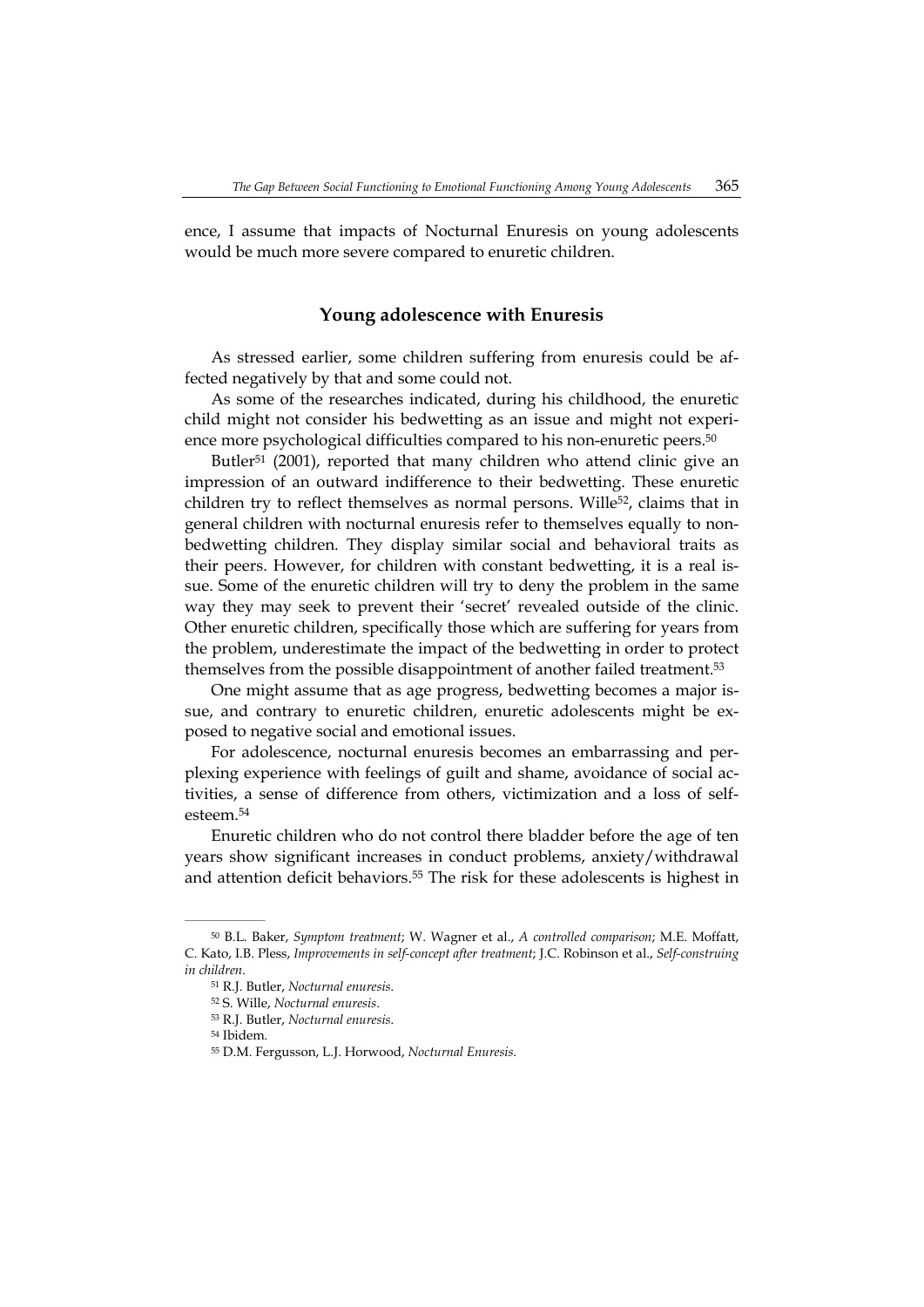ence, I assume that impacts of Nocturnal Enuresis on young adolescents would be much more severe compared to enuretic children.

## Young adolescence with Enuresis

As stressed earlier, some children suffering from enuresis could be affected negatively by that and some could not.

As some of the researches indicated, during his childhood, the enuretic child might not consider his bedwetting as an issue and might not experience more psychological difficulties compared to his non-enuretic peers.[50]

Butler[51] (2001), reported that many children who attend clinic give an impression of an outward indifference to their bedwetting. These enuretic children try to reflect themselves as normal persons. Wille[52], claims that in general children with nocturnal enuresis refer to themselves equally to non-bedwetting children. They display similar social and behavioral traits as their peers. However, for children with constant bedwetting, it is a real issue. Some of the enuretic children will try to deny the problem in the same way they may seek to prevent their 'secret' revealed outside of the clinic. Other enuretic children, specifically those which are suffering for years from the problem, underestimate the impact of the bedwetting in order to protect themselves from the possible disappointment of another failed treatment.[53]

One might assume that as age progress, bedwetting becomes a major issue, and contrary to enuretic children, enuretic adolescents might be exposed to negative social and emotional issues.

For adolescence, nocturnal enuresis becomes an embarrassing and perplexing experience with feelings of guilt and shame, avoidance of social activities, a sense of difference from others, victimization and a loss of self-esteem.[54]

Enuretic children who do not control there bladder before the age of ten years show significant increases in conduct problems, anxiety/withdrawal and attention deficit behaviors.[55] The risk for these adolescents is highest in

---

[50] B.L. Baker, *Symptom treatment*; W. Wagner et al., *A controlled comparison*; M.E. Moffatt, C. Kato, I.B. Pless, *Improvements in self-concept after treatment*; J.C. Robinson et al., *Self-construing in children*.

[51] R.J. Butler, *Nocturnal enuresis*.

[52] S. Wille, *Nocturnal enuresis*.

[53] R.J. Butler, *Nocturnal enuresis*.

[54] Ibidem.

[55] D.M. Fergusson, L.J. Horwood, *Nocturnal Enuresis*.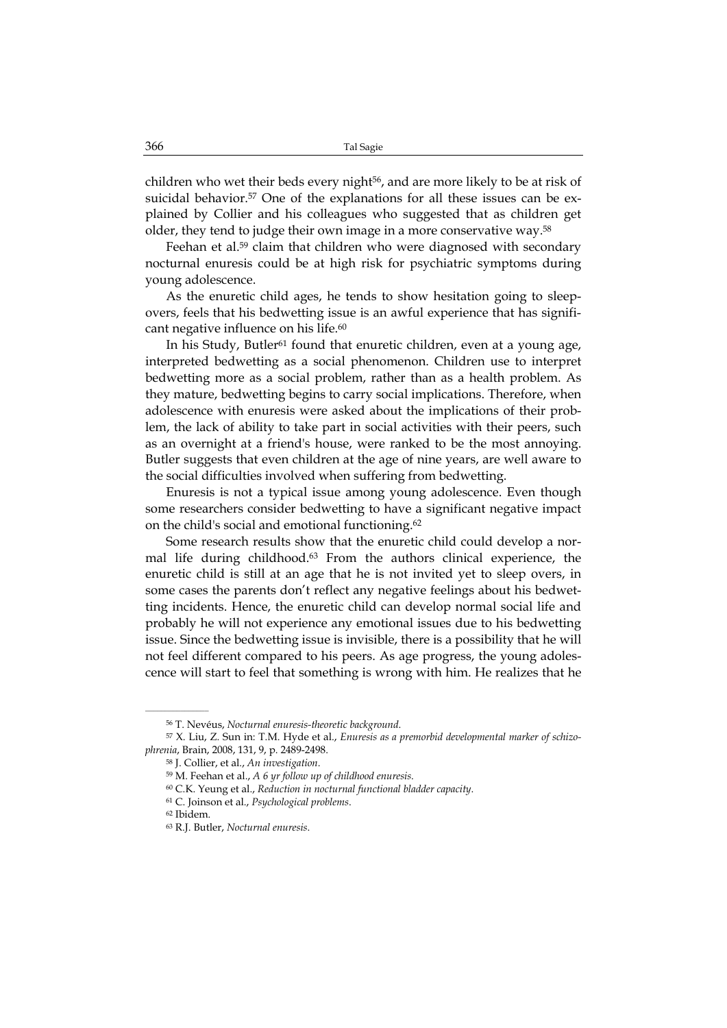children who wet their beds every night[56], and are more likely to be at risk of suicidal behavior.[57] One of the explanations for all these issues can be explained by Collier and his colleagues who suggested that as children get older, they tend to judge their own image in a more conservative way.[58]

Feehan et al.[59] claim that children who were diagnosed with secondary nocturnal enuresis could be at high risk for psychiatric symptoms during young adolescence.

As the enuretic child ages, he tends to show hesitation going to sleep-overs, feels that his bedwetting issue is an awful experience that has significant negative influence on his life.[60]

In his Study, Butler[61] found that enuretic children, even at a young age, interpreted bedwetting as a social phenomenon. Children use to interpret bedwetting more as a social problem, rather than as a health problem. As they mature, bedwetting begins to carry social implications. Therefore, when adolescence with enuresis were asked about the implications of their problem, the lack of ability to take part in social activities with their peers, such as an overnight at a friend's house, were ranked to be the most annoying. Butler suggests that even children at the age of nine years, are well aware to the social difficulties involved when suffering from bedwetting.

Enuresis is not a typical issue among young adolescence. Even though some researchers consider bedwetting to have a significant negative impact on the child's social and emotional functioning.[62]

Some research results show that the enuretic child could develop a normal life during childhood.[63] From the authors clinical experience, the enuretic child is still at an age that he is not invited yet to sleep overs, in some cases the parents don't reflect any negative feelings about his bedwetting incidents. Hence, the enuretic child can develop normal social life and probably he will not experience any emotional issues due to his bedwetting issue. Since the bedwetting issue is invisible, there is a possibility that he will not feel different compared to his peers. As age progress, the young adolescence will start to feel that something is wrong with him. He realizes that he

---

[56] T. Nevéus, *Nocturnal enuresis-theoretic background.*

[57] X. Liu, Z. Sun in: T.M. Hyde et al., *Enuresis as a premorbid developmental marker of schizophrenia*, Brain, 2008, 131, 9, p. 2489-2498.

[58] J. Collier, et al., *An investigation.*

[59] M. Feehan et al., *A 6 yr follow up of childhood enuresis.*

[60] C.K. Yeung et al., *Reduction in nocturnal functional bladder capacity.*

[61] C. Joinson et al., *Psychological problems.*

[62] Ibidem.

[63] R.J. Butler, *Nocturnal enuresis.*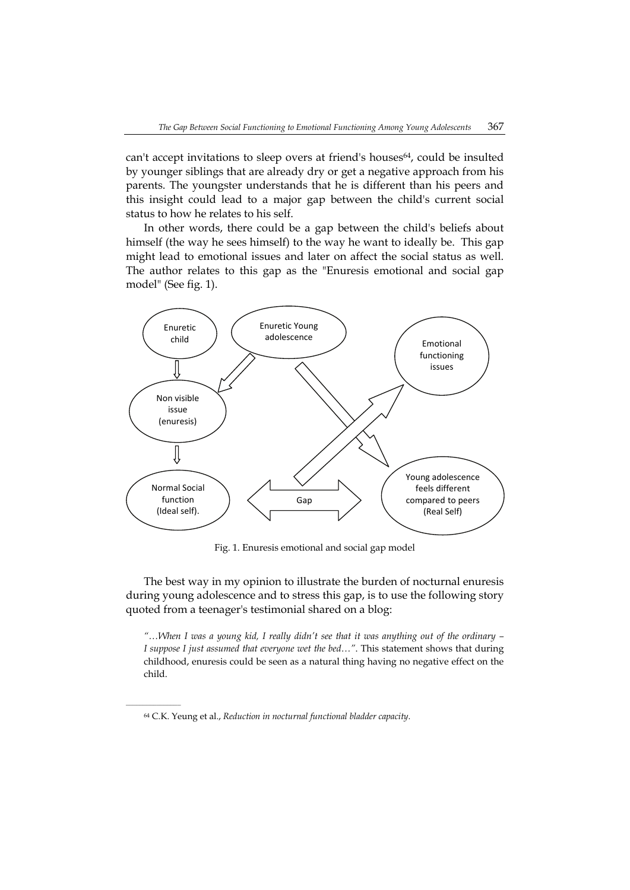can't accept invitations to sleep overs at friend's houses[64], could be insulted by younger siblings that are already dry or get a negative approach from his parents. The youngster understands that he is different than his peers and this insight could lead to a major gap between the child's current social status to how he relates to his self.

In other words, there could be a gap between the child's beliefs about himself (the way he sees himself) to the way he want to ideally be. This gap might lead to emotional issues and later on affect the social status as well. The author relates to this gap as the "Enuresis emotional and social gap model" (See fig. 1).

Fig. 1. Enuresis emotional and social gap model

The best way in my opinion to illustrate the burden of nocturnal enuresis during young adolescence and to stress this gap, is to use the following story quoted from a teenager's testimonial shared on a blog:

*"…When I was a young kid, I really didn't see that it was anything out of the ordinary – I suppose I just assumed that everyone wet the bed…"*. This statement shows that during childhood, enuresis could be seen as a natural thing having no negative effect on the child.

[64] C.K. Yeung et al., *Reduction in nocturnal functional bladder capacity*.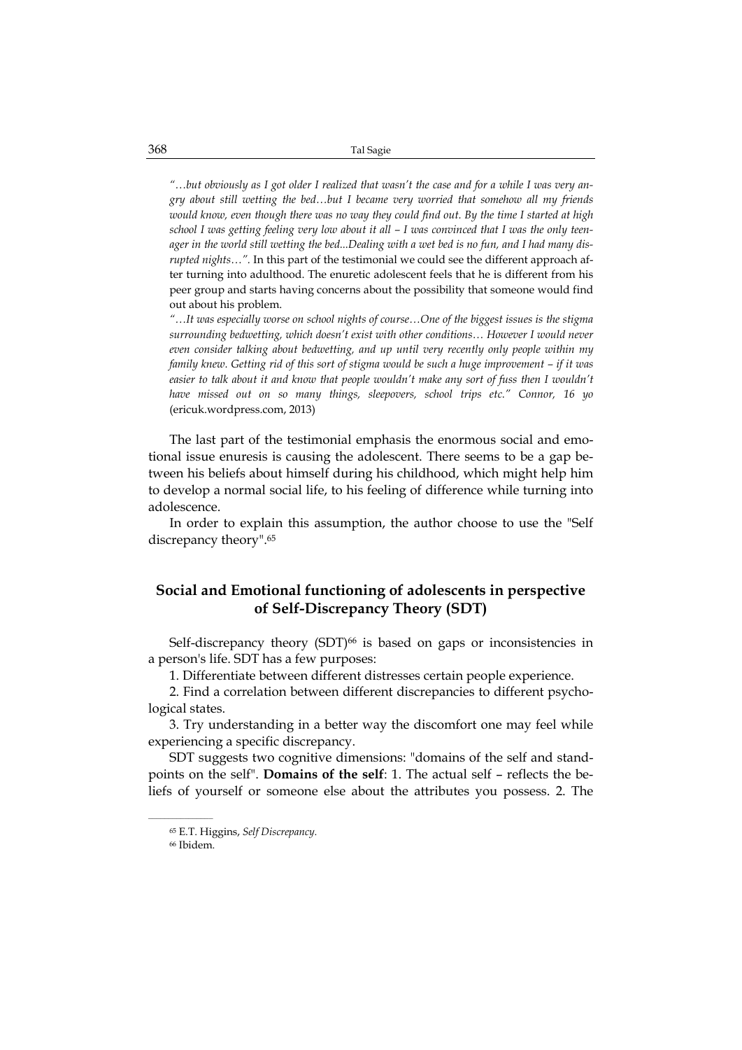*"…but obviously as I got older I realized that wasn't the case and for a while I was very angry about still wetting the bed…but I became very worried that somehow all my friends would know, even though there was no way they could find out. By the time I started at high school I was getting feeling very low about it all – I was convinced that I was the only teenager in the world still wetting the bed...Dealing with a wet bed is no fun, and I had many disrupted nights…".* In this part of the testimonial we could see the different approach after turning into adulthood. The enuretic adolescent feels that he is different from his peer group and starts having concerns about the possibility that someone would find out about his problem.

*"…It was especially worse on school nights of course…One of the biggest issues is the stigma surrounding bedwetting, which doesn't exist with other conditions… However I would never even consider talking about bedwetting, and up until very recently only people within my family knew. Getting rid of this sort of stigma would be such a huge improvement – if it was easier to talk about it and know that people wouldn't make any sort of fuss then I wouldn't have missed out on so many things, sleepovers, school trips etc." Connor, 16 yo* (ericuk.wordpress.com, 2013)

The last part of the testimonial emphasis the enormous social and emotional issue enuresis is causing the adolescent. There seems to be a gap between his beliefs about himself during his childhood, which might help him to develop a normal social life, to his feeling of difference while turning into adolescence.

In order to explain this assumption, the author choose to use the "Self discrepancy theory".[65]

## Social and Emotional functioning of adolescents in perspective of Self-Discrepancy Theory (SDT)

Self-discrepancy theory (SDT)[66] is based on gaps or inconsistencies in a person's life. SDT has a few purposes:

1. Differentiate between different distresses certain people experience.

2. Find a correlation between different discrepancies to different psychological states.

3. Try understanding in a better way the discomfort one may feel while experiencing a specific discrepancy.

SDT suggests two cognitive dimensions: "domains of the self and standpoints on the self". **Domains of the self**: 1. The actual self – reflects the beliefs of yourself or someone else about the attributes you possess. 2. The

---

[65] E.T. Higgins, *Self Discrepancy*.

[66] Ibidem.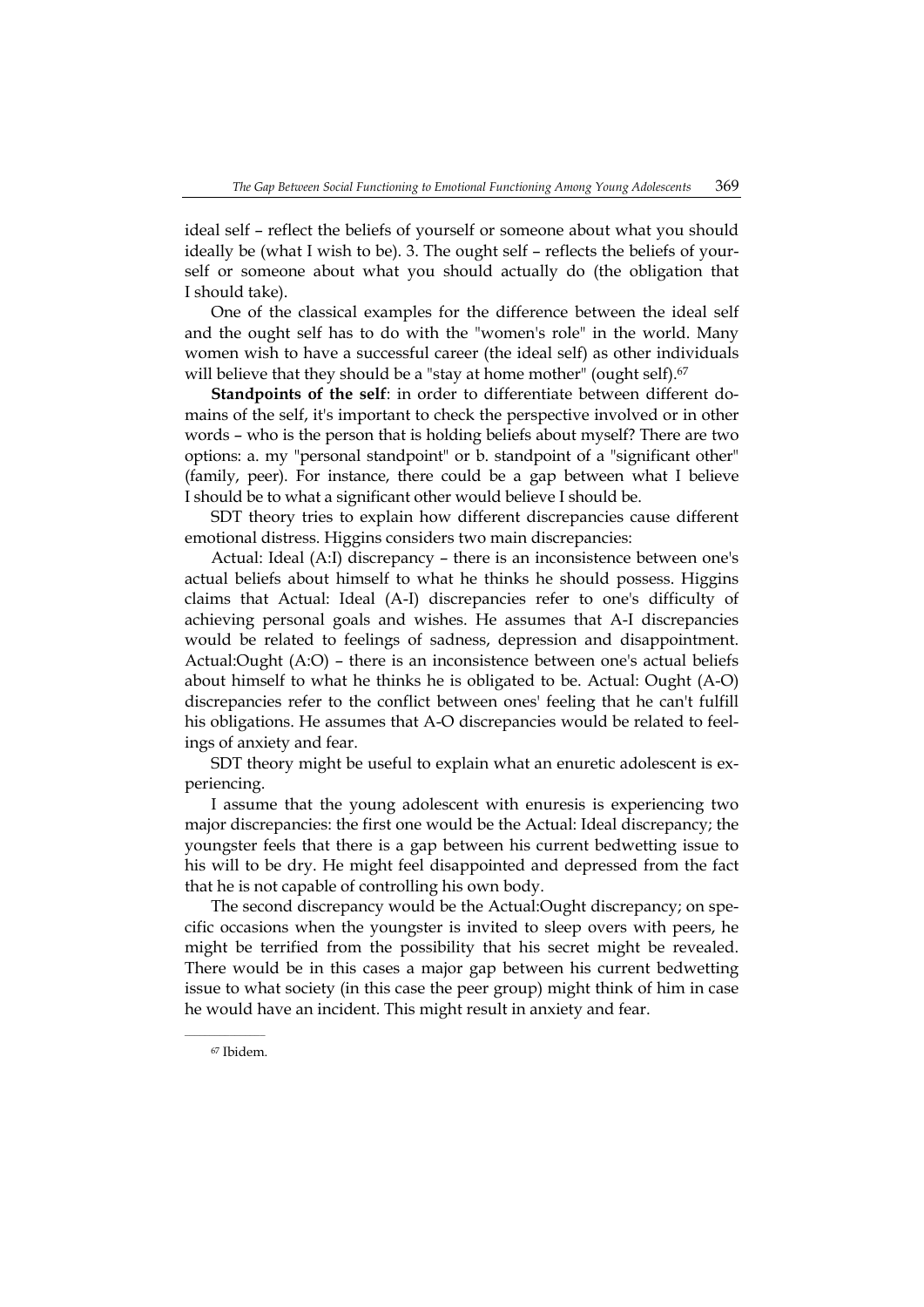ideal self – reflect the beliefs of yourself or someone about what you should ideally be (what I wish to be). 3. The ought self – reflects the beliefs of yourself or someone about what you should actually do (the obligation that I should take).

One of the classical examples for the difference between the ideal self and the ought self has to do with the "women's role" in the world. Many women wish to have a successful career (the ideal self) as other individuals will believe that they should be a "stay at home mother" (ought self).[67]

**Standpoints of the self**: in order to differentiate between different domains of the self, it's important to check the perspective involved or in other words – who is the person that is holding beliefs about myself? There are two options: a. my "personal standpoint" or b. standpoint of a "significant other" (family, peer). For instance, there could be a gap between what I believe I should be to what a significant other would believe I should be.

SDT theory tries to explain how different discrepancies cause different emotional distress. Higgins considers two main discrepancies:

Actual: Ideal (A:I) discrepancy – there is an inconsistence between one's actual beliefs about himself to what he thinks he should possess. Higgins claims that Actual: Ideal (A-I) discrepancies refer to one's difficulty of achieving personal goals and wishes. He assumes that A-I discrepancies would be related to feelings of sadness, depression and disappointment. Actual:Ought (A:O) – there is an inconsistence between one's actual beliefs about himself to what he thinks he is obligated to be. Actual: Ought (A-O) discrepancies refer to the conflict between ones' feeling that he can't fulfill his obligations. He assumes that A-O discrepancies would be related to feelings of anxiety and fear.

SDT theory might be useful to explain what an enuretic adolescent is experiencing.

I assume that the young adolescent with enuresis is experiencing two major discrepancies: the first one would be the Actual: Ideal discrepancy; the youngster feels that there is a gap between his current bedwetting issue to his will to be dry. He might feel disappointed and depressed from the fact that he is not capable of controlling his own body.

The second discrepancy would be the Actual:Ought discrepancy; on specific occasions when the youngster is invited to sleep overs with peers, he might be terrified from the possibility that his secret might be revealed. There would be in this cases a major gap between his current bedwetting issue to what society (in this case the peer group) might think of him in case he would have an incident. This might result in anxiety and fear.

---

[67] Ibidem.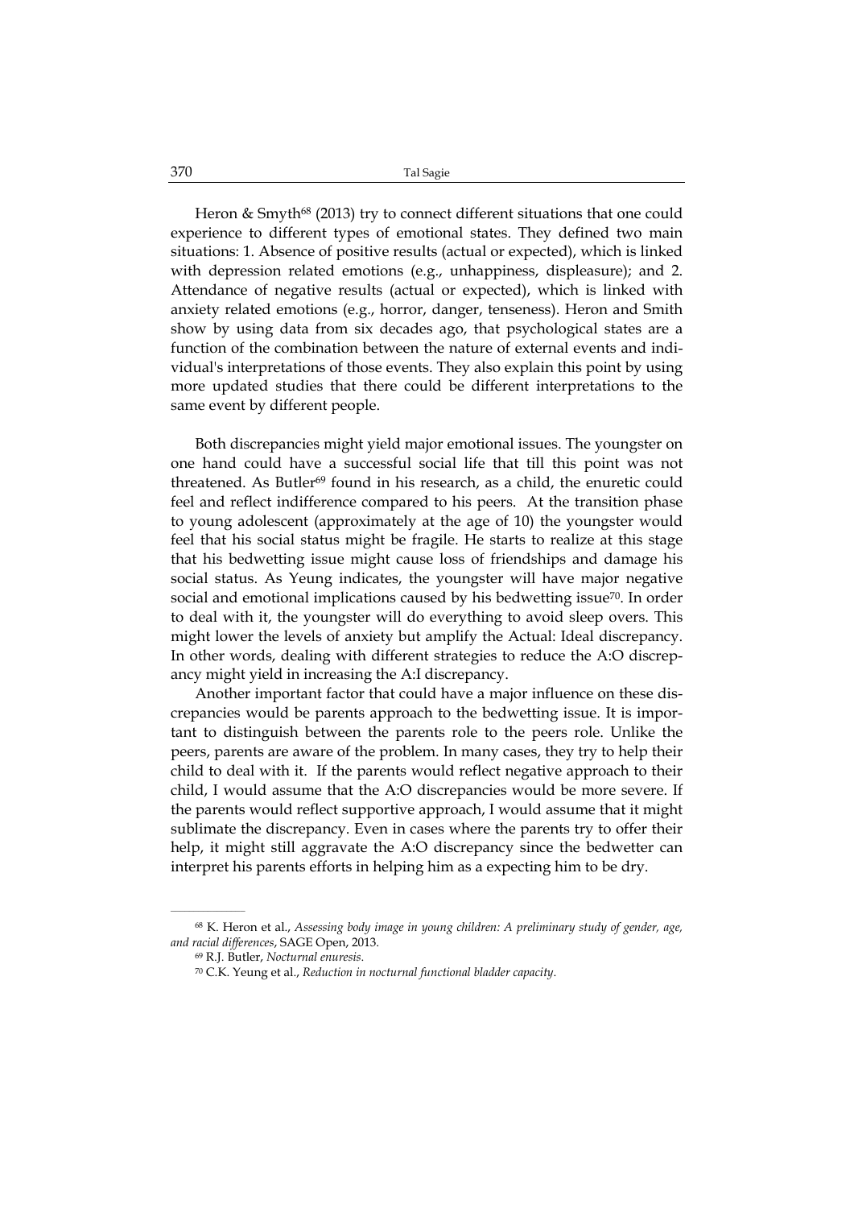Heron & Smyth[68] (2013) try to connect different situations that one could experience to different types of emotional states. They defined two main situations: 1. Absence of positive results (actual or expected), which is linked with depression related emotions (e.g., unhappiness, displeasure); and 2. Attendance of negative results (actual or expected), which is linked with anxiety related emotions (e.g., horror, danger, tenseness). Heron and Smith show by using data from six decades ago, that psychological states are a function of the combination between the nature of external events and individual's interpretations of those events. They also explain this point by using more updated studies that there could be different interpretations to the same event by different people.

Both discrepancies might yield major emotional issues. The youngster on one hand could have a successful social life that till this point was not threatened. As Butler[69] found in his research, as a child, the enuretic could feel and reflect indifference compared to his peers. At the transition phase to young adolescent (approximately at the age of 10) the youngster would feel that his social status might be fragile. He starts to realize at this stage that his bedwetting issue might cause loss of friendships and damage his social status. As Yeung indicates, the youngster will have major negative social and emotional implications caused by his bedwetting issue[70]. In order to deal with it, the youngster will do everything to avoid sleep overs. This might lower the levels of anxiety but amplify the Actual: Ideal discrepancy. In other words, dealing with different strategies to reduce the A:O discrepancy might yield in increasing the A:I discrepancy.

Another important factor that could have a major influence on these discrepancies would be parents approach to the bedwetting issue. It is important to distinguish between the parents role to the peers role. Unlike the peers, parents are aware of the problem. In many cases, they try to help their child to deal with it. If the parents would reflect negative approach to their child, I would assume that the A:O discrepancies would be more severe. If the parents would reflect supportive approach, I would assume that it might sublimate the discrepancy. Even in cases where the parents try to offer their help, it might still aggravate the A:O discrepancy since the bedwetter can interpret his parents efforts in helping him as a expecting him to be dry.

---

[68] K. Heron et al., *Assessing body image in young children: A preliminary study of gender, age, and racial differences*, SAGE Open, 2013.

[69] R.J. Butler, *Nocturnal enuresis*.

[70] C.K. Yeung et al., *Reduction in nocturnal functional bladder capacity*.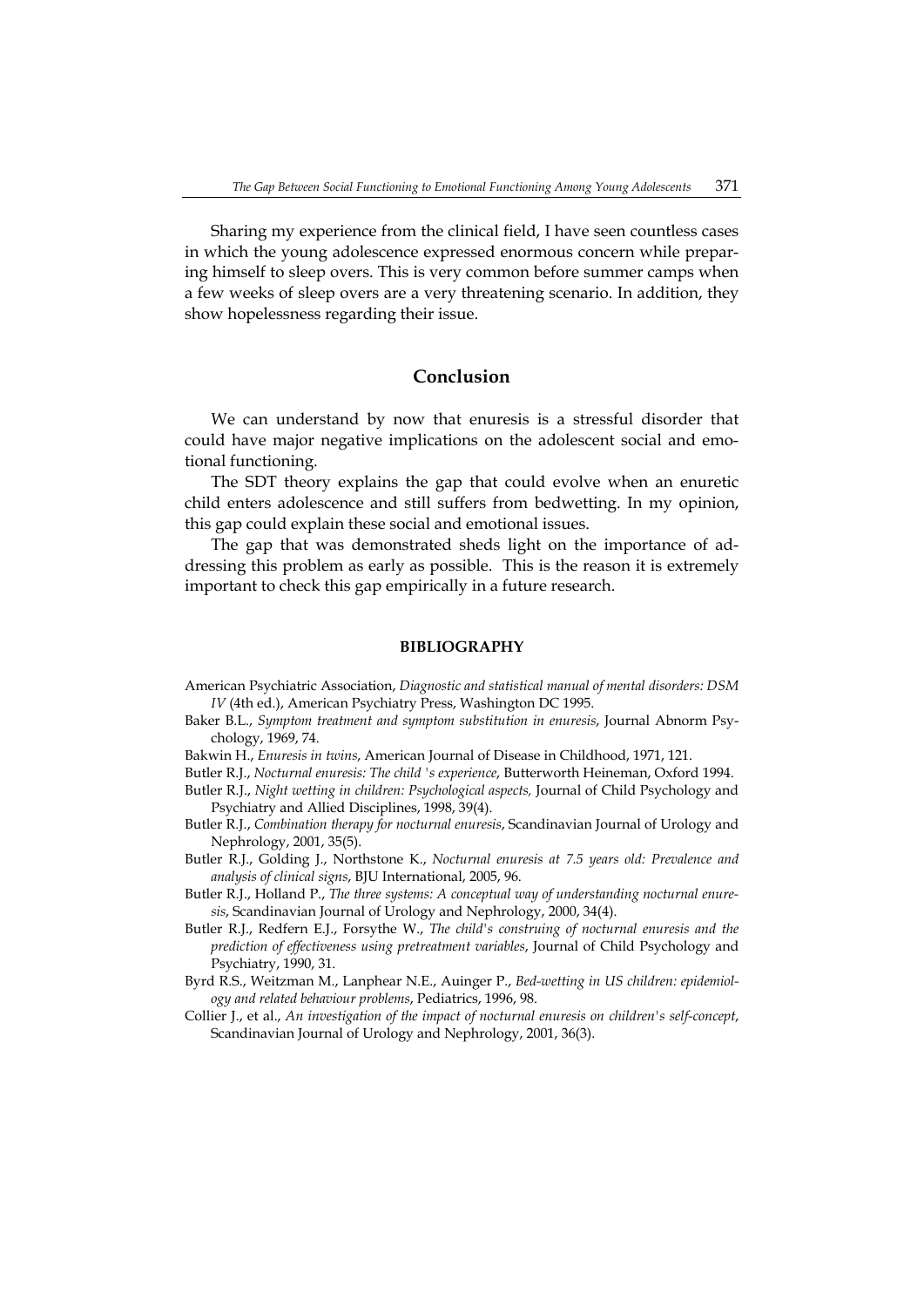Sharing my experience from the clinical field, I have seen countless cases in which the young adolescence expressed enormous concern while preparing himself to sleep overs. This is very common before summer camps when a few weeks of sleep overs are a very threatening scenario. In addition, they show hopelessness regarding their issue.

## Conclusion

We can understand by now that enuresis is a stressful disorder that could have major negative implications on the adolescent social and emotional functioning.

The SDT theory explains the gap that could evolve when an enuretic child enters adolescence and still suffers from bedwetting. In my opinion, this gap could explain these social and emotional issues.

The gap that was demonstrated sheds light on the importance of addressing this problem as early as possible. This is the reason it is extremely important to check this gap empirically in a future research.

### BIBLIOGRAPHY

American Psychiatric Association, *Diagnostic and statistical manual of mental disorders: DSM IV* (4th ed.), American Psychiatry Press, Washington DC 1995.

Baker B.L., *Symptom treatment and symptom substitution in enuresis*, Journal Abnorm Psychology, 1969, 74.

Bakwin H., *Enuresis in twins*, American Journal of Disease in Childhood, 1971, 121.

Butler R.J., *Nocturnal enuresis: The child 's experience*, Butterworth Heineman, Oxford 1994.

Butler R.J., *Night wetting in children: Psychological aspects,* Journal of Child Psychology and Psychiatry and Allied Disciplines, 1998, 39(4).

Butler R.J., *Combination therapy for nocturnal enuresis*, Scandinavian Journal of Urology and Nephrology, 2001, 35(5).

Butler R.J., Golding J., Northstone K., *Nocturnal enuresis at 7.5 years old: Prevalence and analysis of clinical signs*, BJU International, 2005, 96.

Butler R.J., Holland P., *The three systems: A conceptual way of understanding nocturnal enuresis*, Scandinavian Journal of Urology and Nephrology, 2000, 34(4).

Butler R.J., Redfern E.J., Forsythe W., *The child's construing of nocturnal enuresis and the prediction of effectiveness using pretreatment variables*, Journal of Child Psychology and Psychiatry, 1990, 31.

Byrd R.S., Weitzman M., Lanphear N.E., Auinger P., *Bed-wetting in US children: epidemiology and related behaviour problems*, Pediatrics, 1996, 98.

Collier J., et al., *An investigation of the impact of nocturnal enuresis on children's self-concept*, Scandinavian Journal of Urology and Nephrology, 2001, 36(3).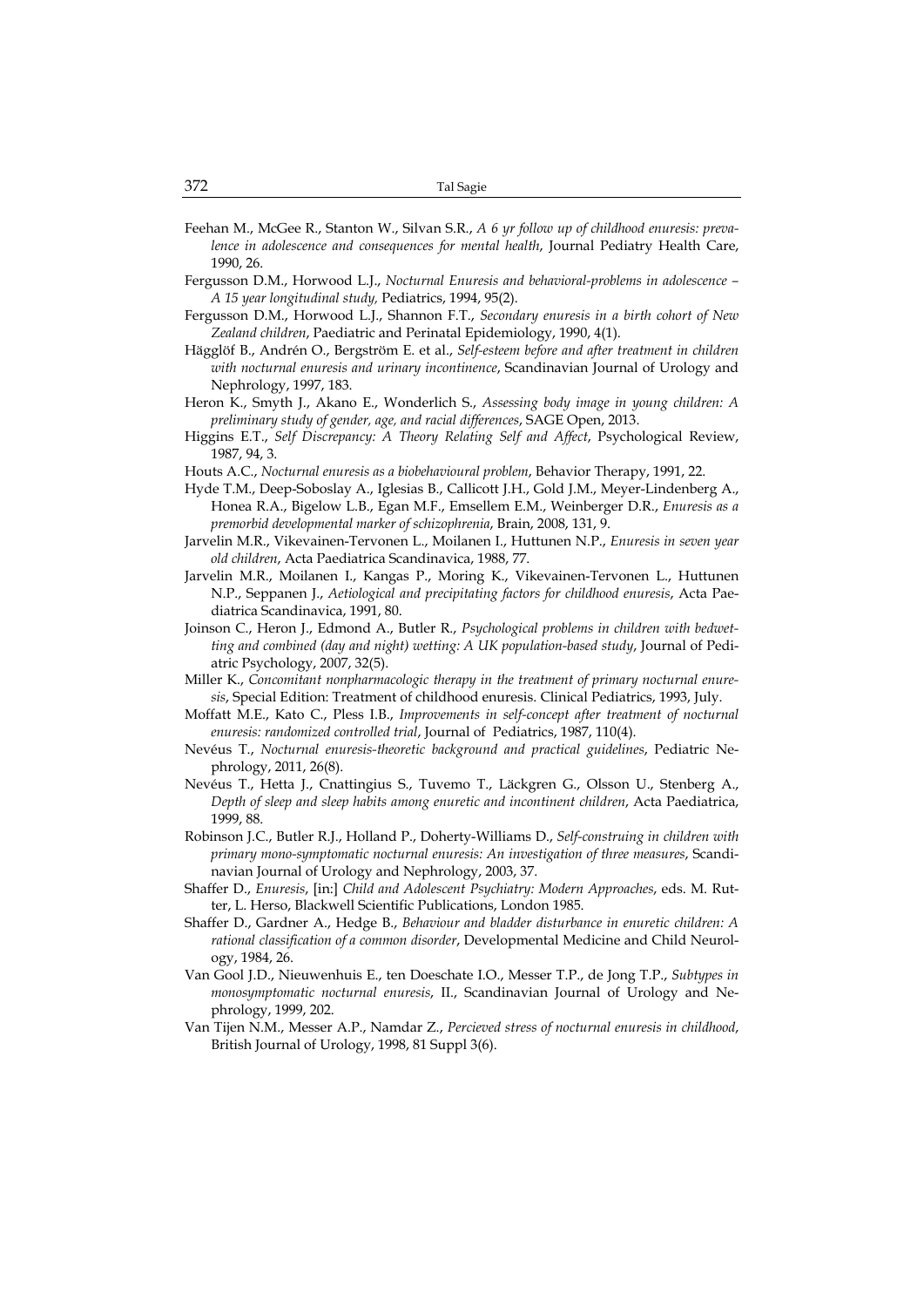Feehan M., McGee R., Stanton W., Silvan S.R., *A 6 yr follow up of childhood enuresis: prevalence in adolescence and consequences for mental health*, Journal Pediatry Health Care, 1990, 26.

Fergusson D.M., Horwood L.J., *Nocturnal Enuresis and behavioral-problems in adolescence – A 15 year longitudinal study,* Pediatrics, 1994, 95(2).

Fergusson D.M., Horwood L.J., Shannon F.T., *Secondary enuresis in a birth cohort of New Zealand children*, Paediatric and Perinatal Epidemiology, 1990, 4(1).

Hägglöf B., Andrén O., Bergström E. et al., *Self-esteem before and after treatment in children with nocturnal enuresis and urinary incontinence*, Scandinavian Journal of Urology and Nephrology, 1997, 183.

Heron K., Smyth J., Akano E., Wonderlich S., *Assessing body image in young children: A preliminary study of gender, age, and racial differences*, SAGE Open, 2013.

Higgins E.T., *Self Discrepancy: A Theory Relating Self and Affect*, Psychological Review, 1987, 94, 3.

Houts A.C., *Nocturnal enuresis as a biobehavioural problem*, Behavior Therapy, 1991, 22.

Hyde T.M., Deep-Soboslay A., Iglesias B., Callicott J.H., Gold J.M., Meyer-Lindenberg A., Honea R.A., Bigelow L.B., Egan M.F., Emsellem E.M., Weinberger D.R., *Enuresis as a premorbid developmental marker of schizophrenia*, Brain, 2008, 131, 9.

Jarvelin M.R., Vikevainen-Tervonen L., Moilanen I., Huttunen N.P., *Enuresis in seven year old children*, Acta Paediatrica Scandinavica, 1988, 77.

Jarvelin M.R., Moilanen I., Kangas P., Moring K., Vikevainen-Tervonen L., Huttunen N.P., Seppanen J., *Aetiological and precipitating factors for childhood enuresis*, Acta Paediatrica Scandinavica, 1991, 80.

Joinson C., Heron J., Edmond A., Butler R., *Psychological problems in children with bedwetting and combined (day and night) wetting: A UK population-based study*, Journal of Pediatric Psychology, 2007, 32(5).

Miller K., *Concomitant nonpharmacologic therapy in the treatment of primary nocturnal enuresis*, Special Edition: Treatment of childhood enuresis. Clinical Pediatrics, 1993, July.

Moffatt M.E., Kato C., Pless I.B., *Improvements in self-concept after treatment of nocturnal enuresis: randomized controlled trial*, Journal of Pediatrics, 1987, 110(4).

Nevéus T., *Nocturnal enuresis-theoretic background and practical guidelines*, Pediatric Nephrology, 2011, 26(8).

Nevéus T., Hetta J., Cnattingius S., Tuvemo T., Läckgren G., Olsson U., Stenberg A., *Depth of sleep and sleep habits among enuretic and incontinent children*, Acta Paediatrica, 1999, 88.

Robinson J.C., Butler R.J., Holland P., Doherty-Williams D., *Self-construing in children with primary mono-symptomatic nocturnal enuresis: An investigation of three measures*, Scandinavian Journal of Urology and Nephrology, 2003, 37.

Shaffer D., *Enuresis*, [in:] *Child and Adolescent Psychiatry: Modern Approaches*, eds. M. Rutter, L. Herso, Blackwell Scientific Publications, London 1985.

Shaffer D., Gardner A., Hedge B., *Behaviour and bladder disturbance in enuretic children: A rational classification of a common disorder*, Developmental Medicine and Child Neurology, 1984, 26.

Van Gool J.D., Nieuwenhuis E., ten Doeschate I.O., Messer T.P., de Jong T.P., *Subtypes in monosymptomatic nocturnal enuresis*, II., Scandinavian Journal of Urology and Nephrology, 1999, 202.

Van Tijen N.M., Messer A.P., Namdar Z., *Percieved stress of nocturnal enuresis in childhood*, British Journal of Urology, 1998, 81 Suppl 3(6).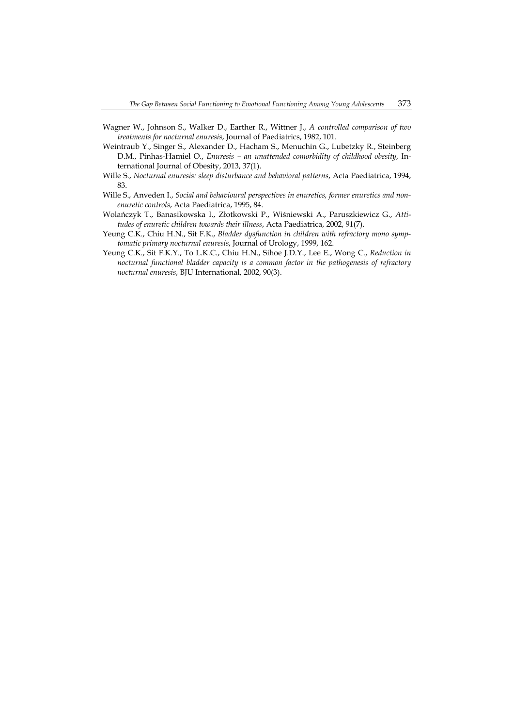Wagner W., Johnson S., Walker D., Earther R., Wittner J., *A controlled comparison of two treatments for nocturnal enuresis*, Journal of Paediatrics, 1982, 101.

Weintraub Y., Singer S., Alexander D., Hacham S., Menuchin G., Lubetzky R., Steinberg D.M., Pinhas-Hamiel O., *Enuresis – an unattended comorbidity of childhood obesity*, International Journal of Obesity, 2013, 37(1).

Wille S., *Nocturnal enuresis: sleep disturbance and behavioral patterns*, Acta Paediatrica, 1994, 83.

Wille S., Anveden I., *Social and behavioural perspectives in enuretics, former enuretics and non-enuretic controls*, Acta Paediatrica, 1995, 84.

Wolańczyk T., Banasikowska I., Złotkowski P., Wiśniewski A., Paruszkiewicz G., *Attitudes of enuretic children towards their illness*, Acta Paediatrica, 2002, 91(7).

Yeung C.K., Chiu H.N., Sit F.K., *Bladder dysfunction in children with refractory mono symptomatic primary nocturnal enuresis*, Journal of Urology, 1999, 162.

Yeung C.K., Sit F.K.Y., To L.K.C., Chiu H.N., Sihoe J.D.Y., Lee E., Wong C., *Reduction in nocturnal functional bladder capacity is a common factor in the pathogenesis of refractory nocturnal enuresis*, BJU International, 2002, 90(3).